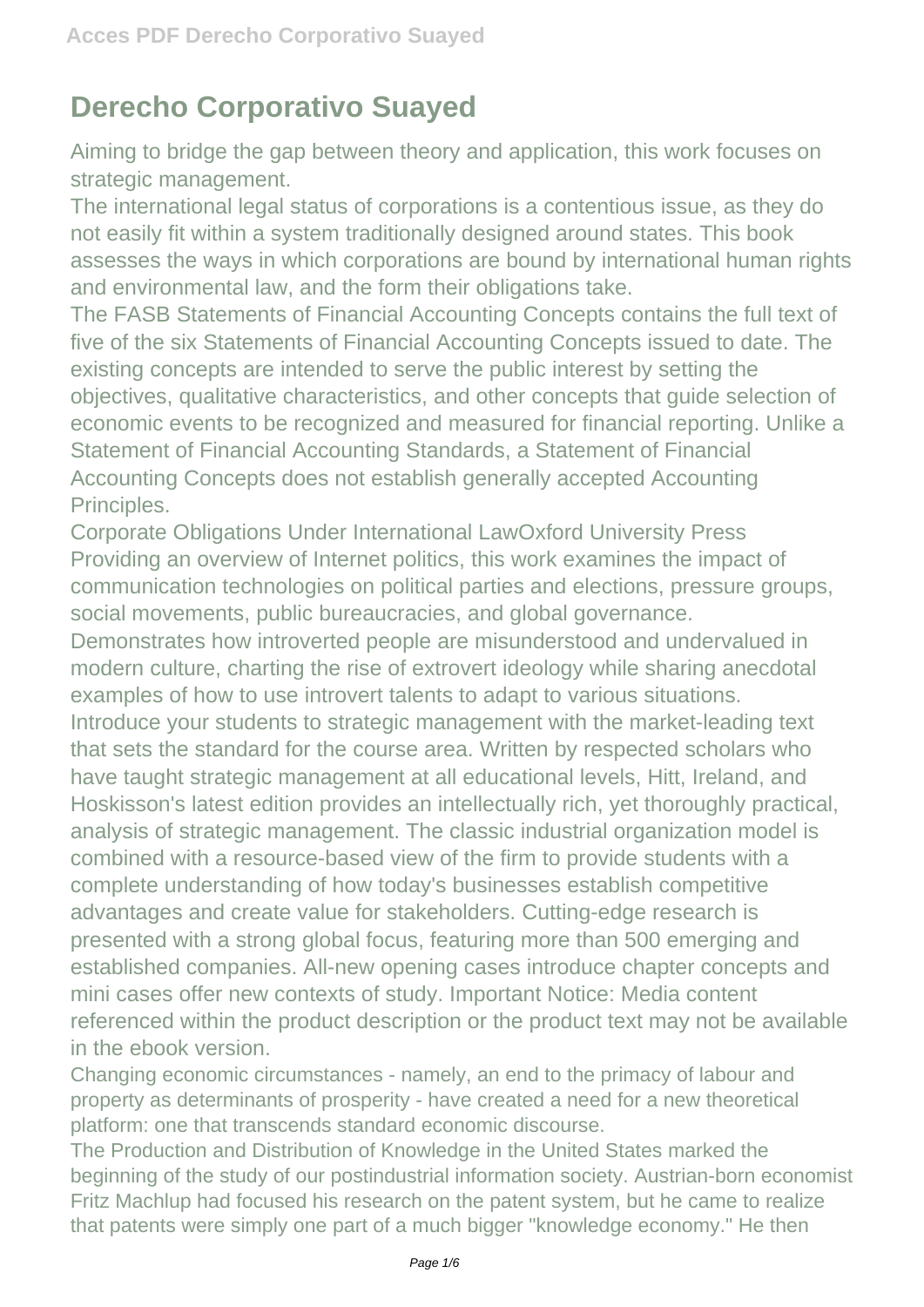# Derecho Corporativo Suayed

Aiming to bridge the gap between theory and application, this work focuses on strategic management.

The international legal status of corporations is a contentious issue, as they do not easily fit within a system traditionally designed around states. This book assesses the ways in which corporations are bound by international human rights and environmental law, and the form their obligations take.

The FASB Statements of Financial Accounting Concepts contains the full text of five of the six Statements of Financial Accounting Concepts issued to date. The existing concepts are intended to serve the public interest by setting the objectives, qualitative characteristics, and other concepts that guide selection of economic events to be recognized and measured for financial reporting. Unlike a Statement of Financial Accounting Standards, a Statement of Financial Accounting Concepts does not establish generally accepted Accounting Principles.

Corporate Obligations Under International LawOxford University Press

Providing an overview of Internet politics, this work examines the impact of communication technologies on political parties and elections, pressure groups, social movements, public bureaucracies, and global governance.

Demonstrates how introverted people are misunderstood and undervalued in modern culture, charting the rise of extrovert ideology while sharing anecdotal examples of how to use introvert talents to adapt to various situations.

Introduce your students to strategic management with the market-leading text that sets the standard for the course area. Written by respected scholars who have taught strategic management at all educational levels, Hitt, Ireland, and Hoskisson's latest edition provides an intellectually rich, yet thoroughly practical, analysis of strategic management. The classic industrial organization model is combined with a resource-based view of the firm to provide students with a complete understanding of how today's businesses establish competitive advantages and create value for stakeholders. Cutting-edge research is presented with a strong global focus, featuring more than 500 emerging and established companies. All-new opening cases introduce chapter concepts and mini cases offer new contexts of study. Important Notice: Media content referenced within the product description or the product text may not be available in the ebook version.

Changing economic circumstances - namely, an end to the primacy of labour and property as determinants of prosperity - have created a need for a new theoretical platform: one that transcends standard economic discourse.

The Production and Distribution of Knowledge in the United States marked the beginning of the study of our postindustrial information society. Austrian-born economist Fritz Machlup had focused his research on the patent system, but he came to realize that patents were simply one part of a much bigger "knowledge economy." He then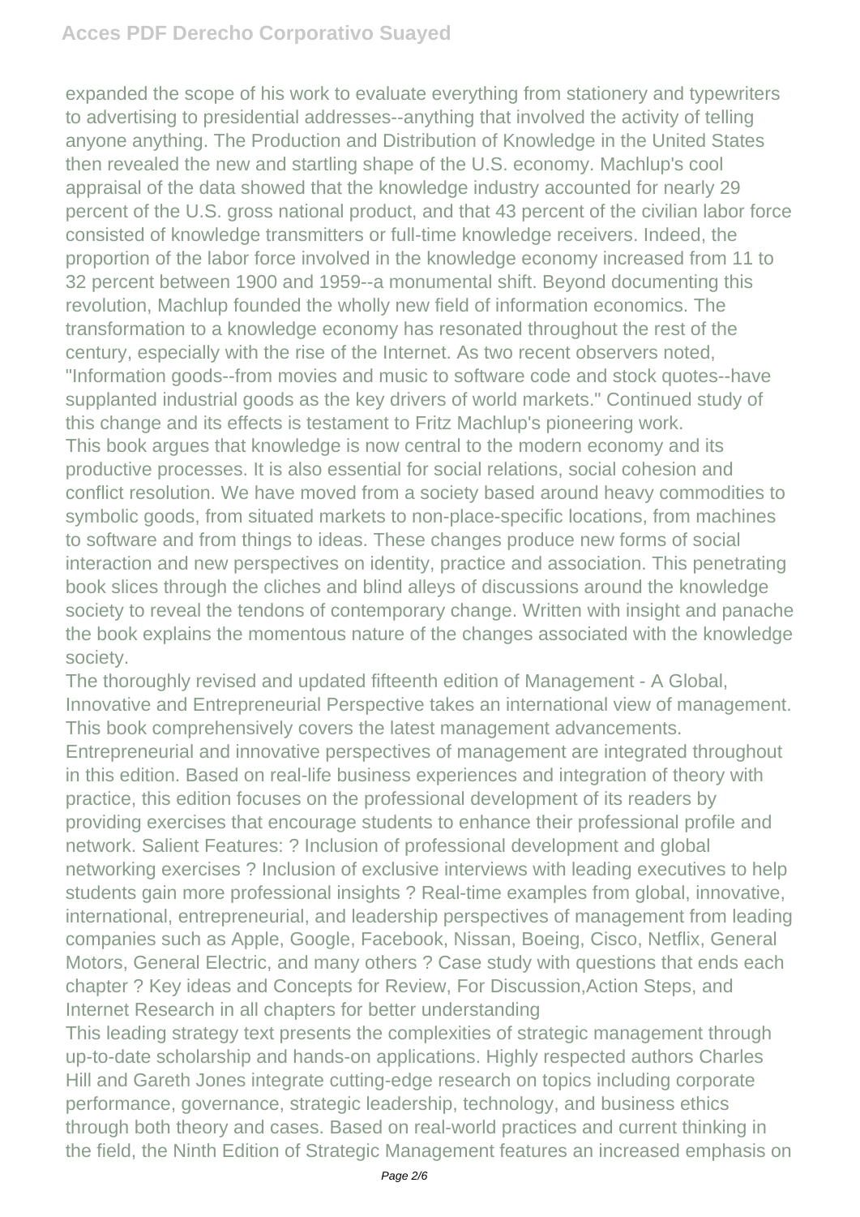expanded the scope of his work to evaluate everything from stationery and typewriters to advertising to presidential addresses--anything that involved the activity of telling anyone anything. The Production and Distribution of Knowledge in the United States then revealed the new and startling shape of the U.S. economy. Machlup's cool appraisal of the data showed that the knowledge industry accounted for nearly 29 percent of the U.S. gross national product, and that 43 percent of the civilian labor force consisted of knowledge transmitters or full-time knowledge receivers. Indeed, the proportion of the labor force involved in the knowledge economy increased from 11 to 32 percent between 1900 and 1959--a monumental shift. Beyond documenting this revolution, Machlup founded the wholly new field of information economics. The transformation to a knowledge economy has resonated throughout the rest of the century, especially with the rise of the Internet. As two recent observers noted, "Information goods--from movies and music to software code and stock quotes--have supplanted industrial goods as the key drivers of world markets." Continued study of this change and its effects is testament to Fritz Machlup's pioneering work.

This book argues that knowledge is now central to the modern economy and its productive processes. It is also essential for social relations, social cohesion and conflict resolution. We have moved from a society based around heavy commodities to symbolic goods, from situated markets to non-place-specific locations, from machines to software and from things to ideas. These changes produce new forms of social interaction and new perspectives on identity, practice and association. This penetrating book slices through the cliches and blind alleys of discussions around the knowledge society to reveal the tendons of contemporary change. Written with insight and panache the book explains the momentous nature of the changes associated with the knowledge society.

The thoroughly revised and updated fifteenth edition of Management - A Global, Innovative and Entrepreneurial Perspective takes an international view of management. This book comprehensively covers the latest management advancements. Entrepreneurial and innovative perspectives of management are integrated throughout in this edition. Based on real-life business experiences and integration of theory with practice, this edition focuses on the professional development of its readers by providing exercises that encourage students to enhance their professional profile and network. Salient Features: ? Inclusion of professional development and global networking exercises ? Inclusion of exclusive interviews with leading executives to help students gain more professional insights ? Real-time examples from global, innovative, international, entrepreneurial, and leadership perspectives of management from leading companies such as Apple, Google, Facebook, Nissan, Boeing, Cisco, Netflix, General Motors, General Electric, and many others ? Case study with questions that ends each chapter ? Key ideas and Concepts for Review, For Discussion,Action Steps, and Internet Research in all chapters for better understanding

This leading strategy text presents the complexities of strategic management through up-to-date scholarship and hands-on applications. Highly respected authors Charles Hill and Gareth Jones integrate cutting-edge research on topics including corporate performance, governance, strategic leadership, technology, and business ethics through both theory and cases. Based on real-world practices and current thinking in the field, the Ninth Edition of Strategic Management features an increased emphasis on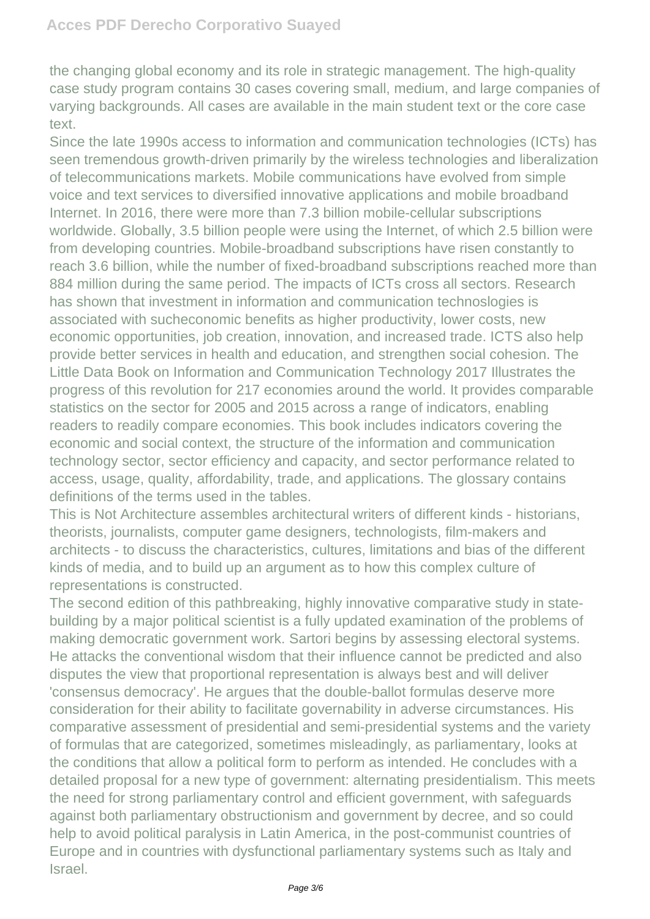the changing global economy and its role in strategic management. The high-quality case study program contains 30 cases covering small, medium, and large companies of varying backgrounds. All cases are available in the main student text or the core case text.

Since the late 1990s access to information and communication technologies (ICTs) has seen tremendous growth-driven primarily by the wireless technologies and liberalization of telecommunications markets. Mobile communications have evolved from simple voice and text services to diversified innovative applications and mobile broadband Internet. In 2016, there were more than 7.3 billion mobile-cellular subscriptions worldwide. Globally, 3.5 billion people were using the Internet, of which 2.5 billion were from developing countries. Mobile-broadband subscriptions have risen constantly to reach 3.6 billion, while the number of fixed-broadband subscriptions reached more than 884 million during the same period. The impacts of ICTs cross all sectors. Research has shown that investment in information and communication technoslogies is associated with sucheconomic benefits as higher productivity, lower costs, new economic opportunities, job creation, innovation, and increased trade. ICTS also help provide better services in health and education, and strengthen social cohesion. The Little Data Book on Information and Communication Technology 2017 Illustrates the progress of this revolution for 217 economies around the world. It provides comparable statistics on the sector for 2005 and 2015 across a range of indicators, enabling readers to readily compare economies. This book includes indicators covering the economic and social context, the structure of the information and communication technology sector, sector efficiency and capacity, and sector performance related to access, usage, quality, affordability, trade, and applications. The glossary contains definitions of the terms used in the tables.

This is Not Architecture assembles architectural writers of different kinds - historians, theorists, journalists, computer game designers, technologists, film-makers and architects - to discuss the characteristics, cultures, limitations and bias of the different kinds of media, and to build up an argument as to how this complex culture of representations is constructed.

The second edition of this pathbreaking, highly innovative comparative study in state-building by a major political scientist is a fully updated examination of the problems of making democratic government work. Sartori begins by assessing electoral systems. He attacks the conventional wisdom that their influence cannot be predicted and also disputes the view that proportional representation is always best and will deliver 'consensus democracy'. He argues that the double-ballot formulas deserve more consideration for their ability to facilitate governability in adverse circumstances. His comparative assessment of presidential and semi-presidential systems and the variety of formulas that are categorized, sometimes misleadingly, as parliamentary, looks at the conditions that allow a political form to perform as intended. He concludes with a detailed proposal for a new type of government: alternating presidentialism. This meets the need for strong parliamentary control and efficient government, with safeguards against both parliamentary obstructionism and government by decree, and so could help to avoid political paralysis in Latin America, in the post-communist countries of Europe and in countries with dysfunctional parliamentary systems such as Italy and Israel.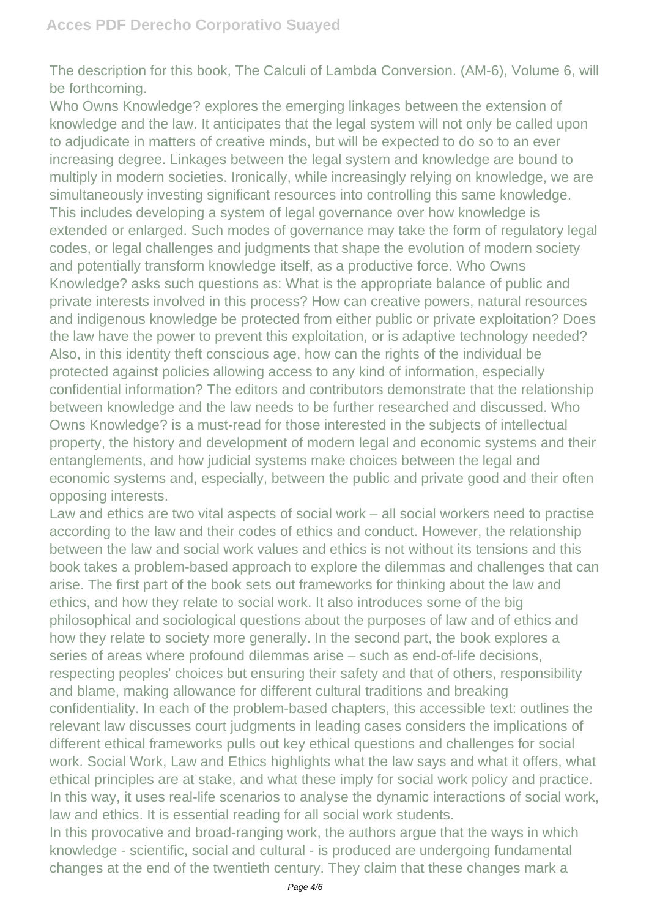The description for this book, The Calculi of Lambda Conversion. (AM-6), Volume 6, will be forthcoming.

Who Owns Knowledge? explores the emerging linkages between the extension of knowledge and the law. It anticipates that the legal system will not only be called upon to adjudicate in matters of creative minds, but will be expected to do so to an ever increasing degree. Linkages between the legal system and knowledge are bound to multiply in modern societies. Ironically, while increasingly relying on knowledge, we are simultaneously investing significant resources into controlling this same knowledge. This includes developing a system of legal governance over how knowledge is extended or enlarged. Such modes of governance may take the form of regulatory legal codes, or legal challenges and judgments that shape the evolution of modern society and potentially transform knowledge itself, as a productive force. Who Owns Knowledge? asks such questions as: What is the appropriate balance of public and private interests involved in this process? How can creative powers, natural resources and indigenous knowledge be protected from either public or private exploitation? Does the law have the power to prevent this exploitation, or is adaptive technology needed? Also, in this identity theft conscious age, how can the rights of the individual be protected against policies allowing access to any kind of information, especially confidential information? The editors and contributors demonstrate that the relationship between knowledge and the law needs to be further researched and discussed. Who Owns Knowledge? is a must-read for those interested in the subjects of intellectual property, the history and development of modern legal and economic systems and their entanglements, and how judicial systems make choices between the legal and economic systems and, especially, between the public and private good and their often opposing interests.

Law and ethics are two vital aspects of social work – all social workers need to practise according to the law and their codes of ethics and conduct. However, the relationship between the law and social work values and ethics is not without its tensions and this book takes a problem-based approach to explore the dilemmas and challenges that can arise. The first part of the book sets out frameworks for thinking about the law and ethics, and how they relate to social work. It also introduces some of the big philosophical and sociological questions about the purposes of law and of ethics and how they relate to society more generally. In the second part, the book explores a series of areas where profound dilemmas arise – such as end-of-life decisions, respecting peoples' choices but ensuring their safety and that of others, responsibility and blame, making allowance for different cultural traditions and breaking confidentiality. In each of the problem-based chapters, this accessible text: outlines the relevant law discusses court judgments in leading cases considers the implications of different ethical frameworks pulls out key ethical questions and challenges for social work. Social Work, Law and Ethics highlights what the law says and what it offers, what ethical principles are at stake, and what these imply for social work policy and practice. In this way, it uses real-life scenarios to analyse the dynamic interactions of social work, law and ethics. It is essential reading for all social work students.

In this provocative and broad-ranging work, the authors argue that the ways in which knowledge - scientific, social and cultural - is produced are undergoing fundamental changes at the end of the twentieth century. They claim that these changes mark a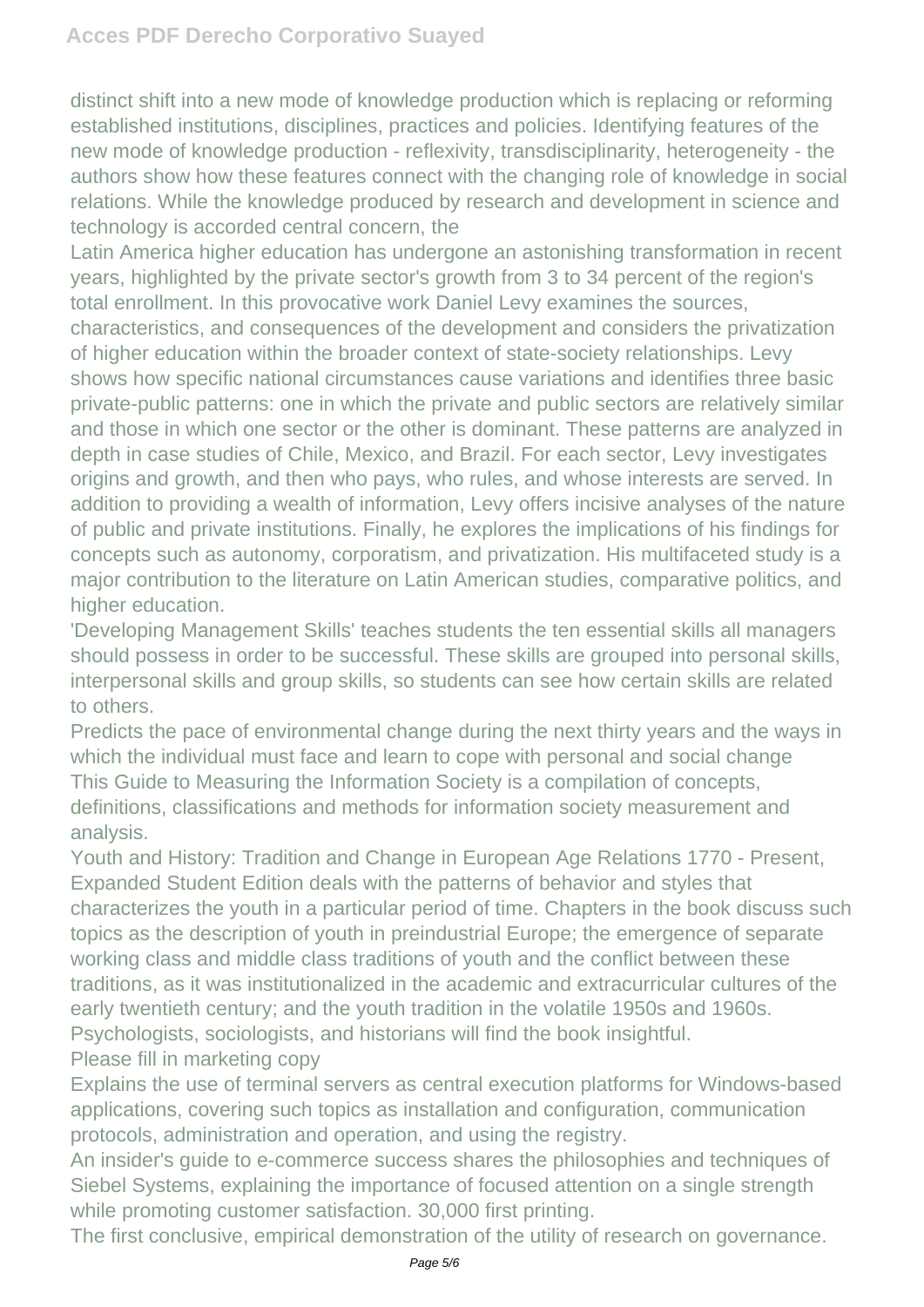distinct shift into a new mode of knowledge production which is replacing or reforming established institutions, disciplines, practices and policies. Identifying features of the new mode of knowledge production - reflexivity, transdisciplinarity, heterogeneity - the authors show how these features connect with the changing role of knowledge in social relations. While the knowledge produced by research and development in science and technology is accorded central concern, the

Latin America higher education has undergone an astonishing transformation in recent years, highlighted by the private sector's growth from 3 to 34 percent of the region's total enrollment. In this provocative work Daniel Levy examines the sources, characteristics, and consequences of the development and considers the privatization of higher education within the broader context of state-society relationships. Levy shows how specific national circumstances cause variations and identifies three basic private-public patterns: one in which the private and public sectors are relatively similar and those in which one sector or the other is dominant. These patterns are analyzed in depth in case studies of Chile, Mexico, and Brazil. For each sector, Levy investigates origins and growth, and then who pays, who rules, and whose interests are served. In addition to providing a wealth of information, Levy offers incisive analyses of the nature of public and private institutions. Finally, he explores the implications of his findings for concepts such as autonomy, corporatism, and privatization. His multifaceted study is a major contribution to the literature on Latin American studies, comparative politics, and higher education.

'Developing Management Skills' teaches students the ten essential skills all managers should possess in order to be successful. These skills are grouped into personal skills, interpersonal skills and group skills, so students can see how certain skills are related to others.

Predicts the pace of environmental change during the next thirty years and the ways in which the individual must face and learn to cope with personal and social change

This Guide to Measuring the Information Society is a compilation of concepts, definitions, classifications and methods for information society measurement and analysis.

Youth and History: Tradition and Change in European Age Relations 1770 - Present, Expanded Student Edition deals with the patterns of behavior and styles that characterizes the youth in a particular period of time. Chapters in the book discuss such topics as the description of youth in preindustrial Europe; the emergence of separate working class and middle class traditions of youth and the conflict between these traditions, as it was institutionalized in the academic and extracurricular cultures of the early twentieth century; and the youth tradition in the volatile 1950s and 1960s. Psychologists, sociologists, and historians will find the book insightful.

Please fill in marketing copy

Explains the use of terminal servers as central execution platforms for Windows-based applications, covering such topics as installation and configuration, communication protocols, administration and operation, and using the registry.

An insider's guide to e-commerce success shares the philosophies and techniques of Siebel Systems, explaining the importance of focused attention on a single strength while promoting customer satisfaction. 30,000 first printing.

The first conclusive, empirical demonstration of the utility of research on governance.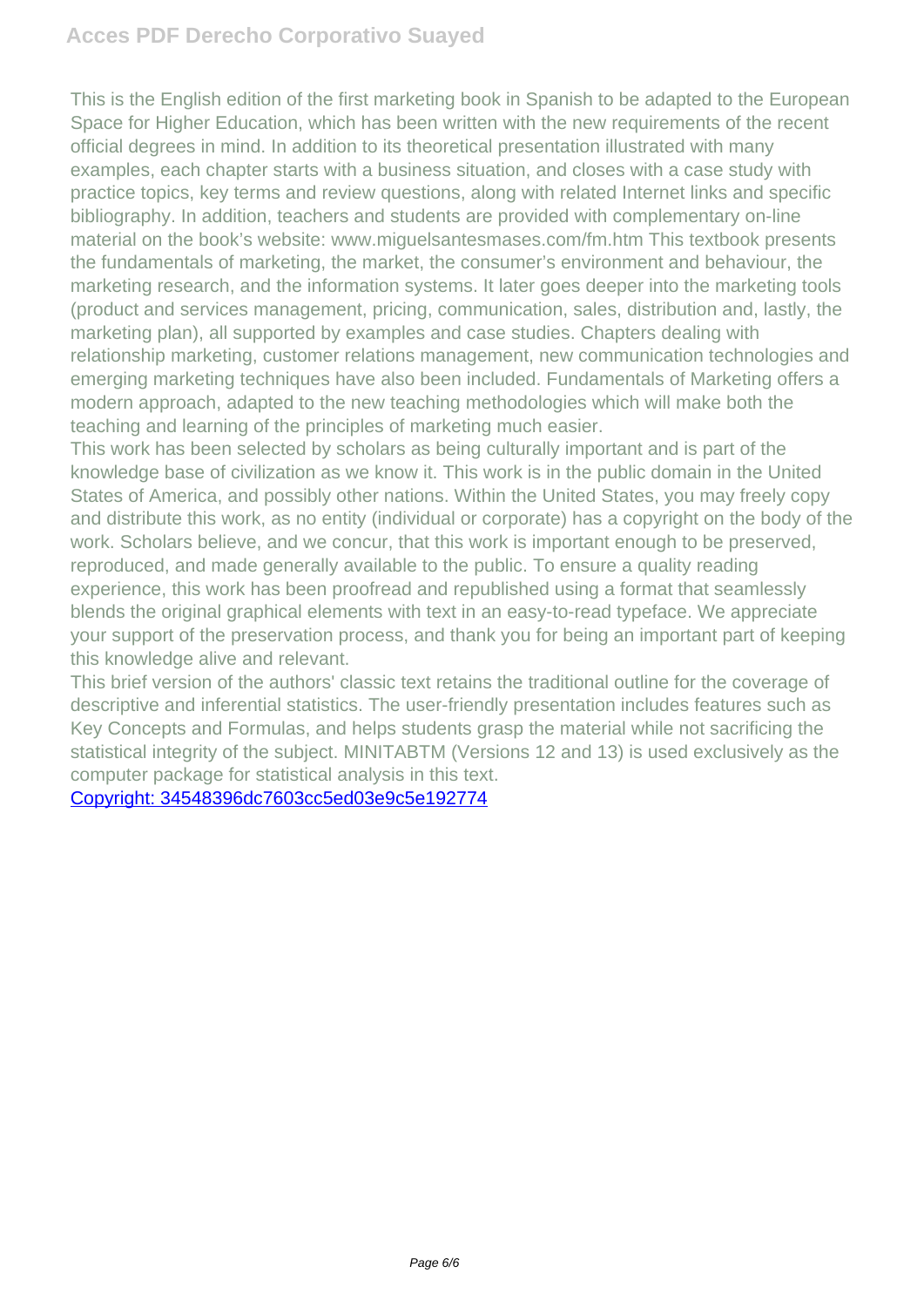This is the English edition of the first marketing book in Spanish to be adapted to the European Space for Higher Education, which has been written with the new requirements of the recent official degrees in mind. In addition to its theoretical presentation illustrated with many examples, each chapter starts with a business situation, and closes with a case study with practice topics, key terms and review questions, along with related Internet links and specific bibliography. In addition, teachers and students are provided with complementary on-line material on the book's website: www.miguelsantesmases.com/fm.htm This textbook presents the fundamentals of marketing, the market, the consumer's environment and behaviour, the marketing research, and the information systems. It later goes deeper into the marketing tools (product and services management, pricing, communication, sales, distribution and, lastly, the marketing plan), all supported by examples and case studies. Chapters dealing with relationship marketing, customer relations management, new communication technologies and emerging marketing techniques have also been included. Fundamentals of Marketing offers a modern approach, adapted to the new teaching methodologies which will make both the teaching and learning of the principles of marketing much easier.

This work has been selected by scholars as being culturally important and is part of the knowledge base of civilization as we know it. This work is in the public domain in the United States of America, and possibly other nations. Within the United States, you may freely copy and distribute this work, as no entity (individual or corporate) has a copyright on the body of the work. Scholars believe, and we concur, that this work is important enough to be preserved, reproduced, and made generally available to the public. To ensure a quality reading experience, this work has been proofread and republished using a format that seamlessly blends the original graphical elements with text in an easy-to-read typeface. We appreciate your support of the preservation process, and thank you for being an important part of keeping this knowledge alive and relevant.

This brief version of the authors' classic text retains the traditional outline for the coverage of descriptive and inferential statistics. The user-friendly presentation includes features such as Key Concepts and Formulas, and helps students grasp the material while not sacrificing the statistical integrity of the subject. MINITABTM (Versions 12 and 13) is used exclusively as the computer package for statistical analysis in this text.

Copyright: 34548396dc7603cc5ed03e9c5e192774